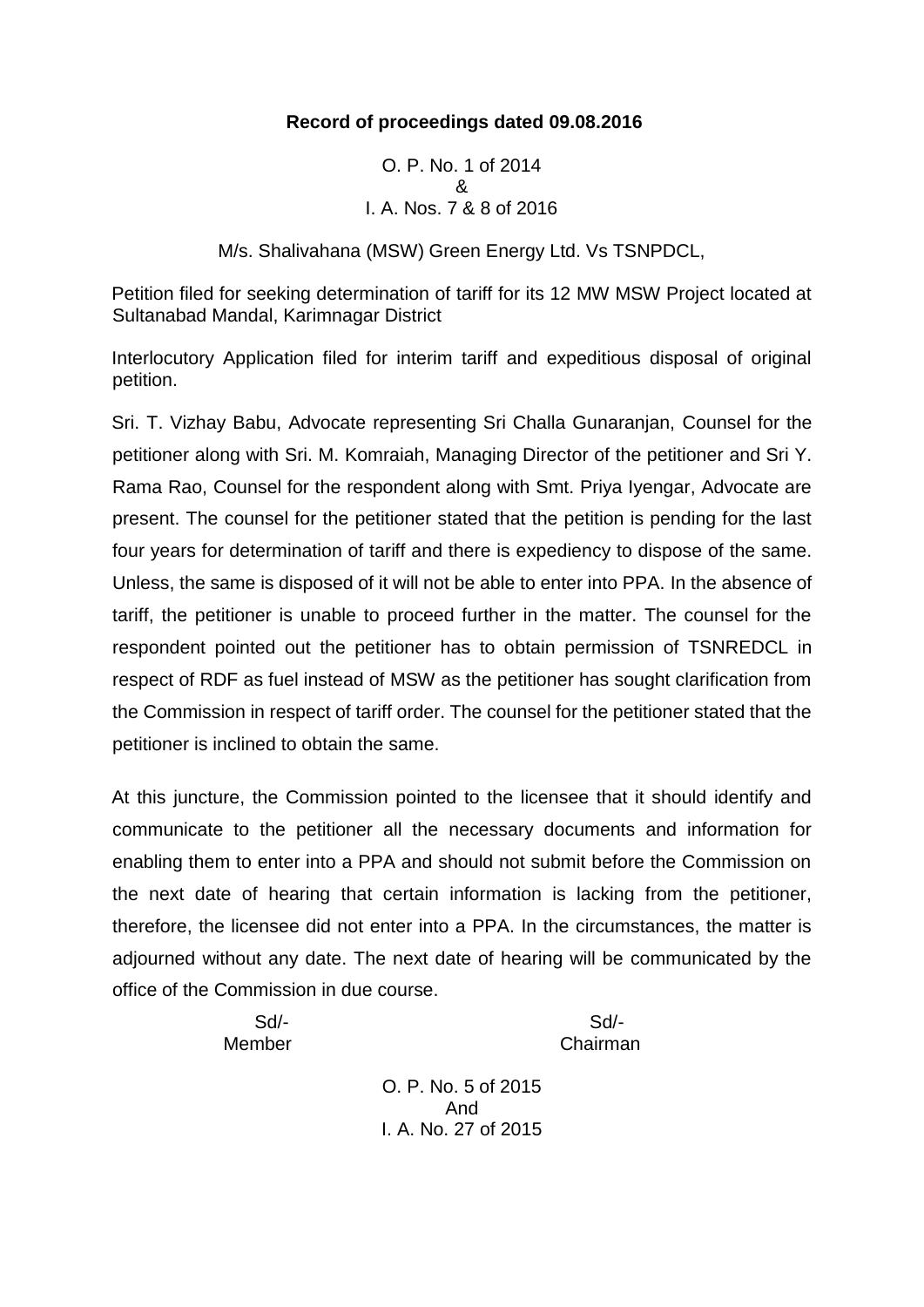**Record of proceedings dated 09.08.2016**

O. P. No. 1 of 2014
&
I. A. Nos. 7 & 8 of 2016

M/s. Shalivahana (MSW) Green Energy Ltd. Vs TSNPDCL,

Petition filed for seeking determination of tariff for its 12 MW MSW Project located at Sultanabad Mandal, Karimnagar District

Interlocutory Application filed for interim tariff and expeditious disposal of original petition.

Sri. T. Vizhay Babu, Advocate representing Sri Challa Gunaranjan, Counsel for the petitioner along with Sri. M. Komraiah, Managing Director of the petitioner and Sri Y. Rama Rao, Counsel for the respondent along with Smt. Priya Iyengar, Advocate are present. The counsel for the petitioner stated that the petition is pending for the last four years for determination of tariff and there is expediency to dispose of the same. Unless, the same is disposed of it will not be able to enter into PPA. In the absence of tariff, the petitioner is unable to proceed further in the matter. The counsel for the respondent pointed out the petitioner has to obtain permission of TSNREDCL in respect of RDF as fuel instead of MSW as the petitioner has sought clarification from the Commission in respect of tariff order. The counsel for the petitioner stated that the petitioner is inclined to obtain the same.

At this juncture, the Commission pointed to the licensee that it should identify and communicate to the petitioner all the necessary documents and information for enabling them to enter into a PPA and should not submit before the Commission on the next date of hearing that certain information is lacking from the petitioner, therefore, the licensee did not enter into a PPA. In the circumstances, the matter is adjourned without any date. The next date of hearing will be communicated by the office of the Commission in due course.

| Sd/- | Sd/- |
|---|---|
| Member | Chairman |

O. P. No. 5 of 2015
And
I. A. No. 27 of 2015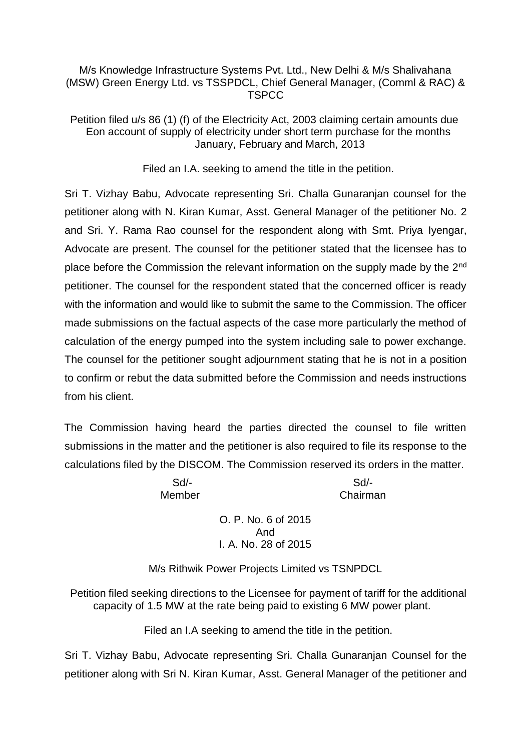M/s Knowledge Infrastructure Systems Pvt. Ltd., New Delhi & M/s Shalivahana (MSW) Green Energy Ltd. vs TSSPDCL, Chief General Manager, (Comml & RAC) & TSPCC

Petition filed u/s 86 (1) (f) of the Electricity Act, 2003 claiming certain amounts due Eon account of supply of electricity under short term purchase for the months January, February and March, 2013

Filed an I.A. seeking to amend the title in the petition.

Sri T. Vizhay Babu, Advocate representing Sri. Challa Gunaranjan counsel for the petitioner along with N. Kiran Kumar, Asst. General Manager of the petitioner No. 2 and Sri. Y. Rama Rao counsel for the respondent along with Smt. Priya Iyengar, Advocate are present. The counsel for the petitioner stated that the licensee has to place before the Commission the relevant information on the supply made by the 2nd petitioner. The counsel for the respondent stated that the concerned officer is ready with the information and would like to submit the same to the Commission. The officer made submissions on the factual aspects of the case more particularly the method of calculation of the energy pumped into the system including sale to power exchange. The counsel for the petitioner sought adjournment stating that he is not in a position to confirm or rebut the data submitted before the Commission and needs instructions from his client.

The Commission having heard the parties directed the counsel to file written submissions in the matter and the petitioner is also required to file its response to the calculations filed by the DISCOM. The Commission reserved its orders in the matter.

| Sd/- | Sd/- |
|---|---|
| Member | Chairman |

O. P. No. 6 of 2015
And
I. A. No. 28 of 2015

M/s Rithwik Power Projects Limited vs TSNPDCL

Petition filed seeking directions to the Licensee for payment of tariff for the additional capacity of 1.5 MW at the rate being paid to existing 6 MW power plant.

Filed an I.A seeking to amend the title in the petition.

Sri T. Vizhay Babu, Advocate representing Sri. Challa Gunaranjan Counsel for the petitioner along with Sri N. Kiran Kumar, Asst. General Manager of the petitioner and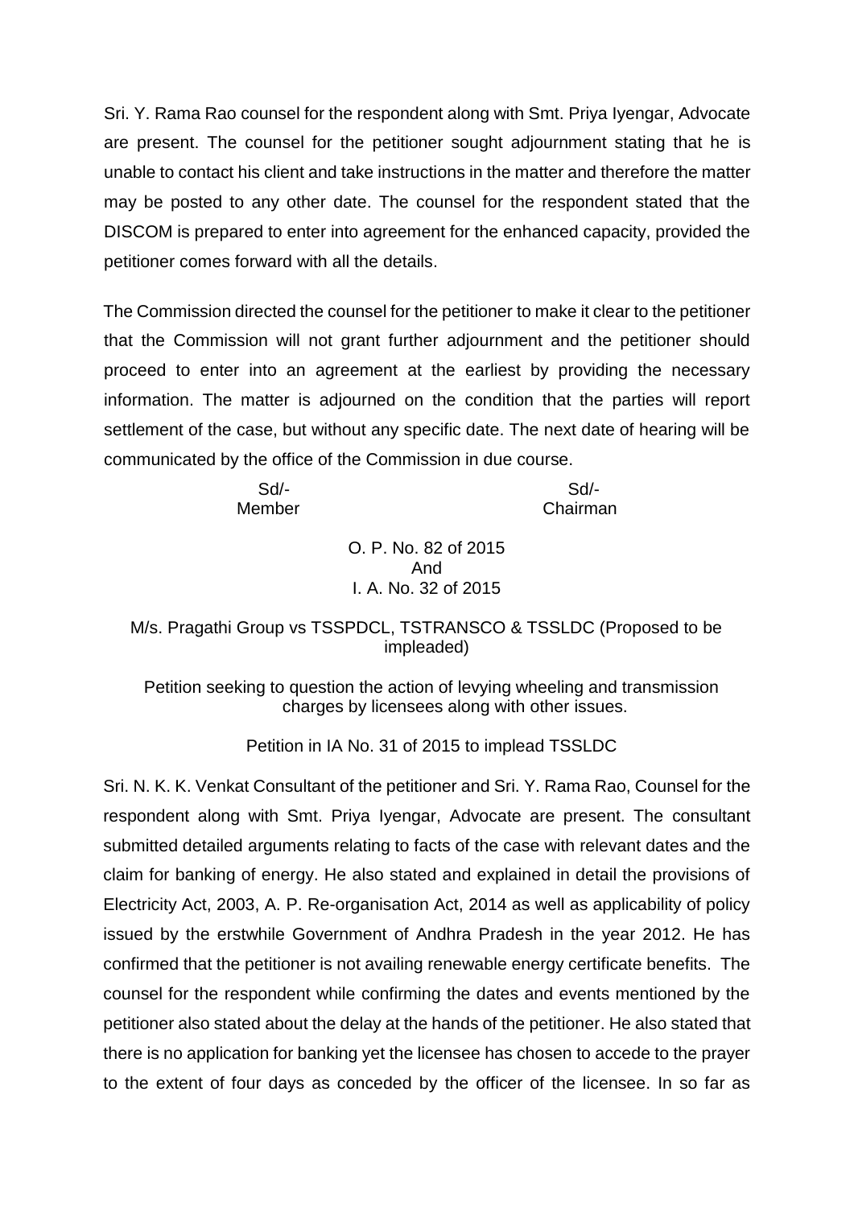Sri. Y. Rama Rao counsel for the respondent along with Smt. Priya Iyengar, Advocate are present. The counsel for the petitioner sought adjournment stating that he is unable to contact his client and take instructions in the matter and therefore the matter may be posted to any other date. The counsel for the respondent stated that the DISCOM is prepared to enter into agreement for the enhanced capacity, provided the petitioner comes forward with all the details.

The Commission directed the counsel for the petitioner to make it clear to the petitioner that the Commission will not grant further adjournment and the petitioner should proceed to enter into an agreement at the earliest by providing the necessary information. The matter is adjourned on the condition that the parties will report settlement of the case, but without any specific date. The next date of hearing will be communicated by the office of the Commission in due course.

| Sd/- | Sd/- |
|---|---|
| Member | Chairman |

O. P. No. 82 of 2015
And
I. A. No. 32 of 2015

M/s. Pragathi Group vs TSSPDCL, TSTRANSCO & TSSLDC (Proposed to be impleaded)

Petition seeking to question the action of levying wheeling and transmission charges by licensees along with other issues.

Petition in IA No. 31 of 2015 to implead TSSLDC

Sri. N. K. K. Venkat Consultant of the petitioner and Sri. Y. Rama Rao, Counsel for the respondent along with Smt. Priya Iyengar, Advocate are present. The consultant submitted detailed arguments relating to facts of the case with relevant dates and the claim for banking of energy. He also stated and explained in detail the provisions of Electricity Act, 2003, A. P. Re-organisation Act, 2014 as well as applicability of policy issued by the erstwhile Government of Andhra Pradesh in the year 2012. He has confirmed that the petitioner is not availing renewable energy certificate benefits. The counsel for the respondent while confirming the dates and events mentioned by the petitioner also stated about the delay at the hands of the petitioner. He also stated that there is no application for banking yet the licensee has chosen to accede to the prayer to the extent of four days as conceded by the officer of the licensee. In so far as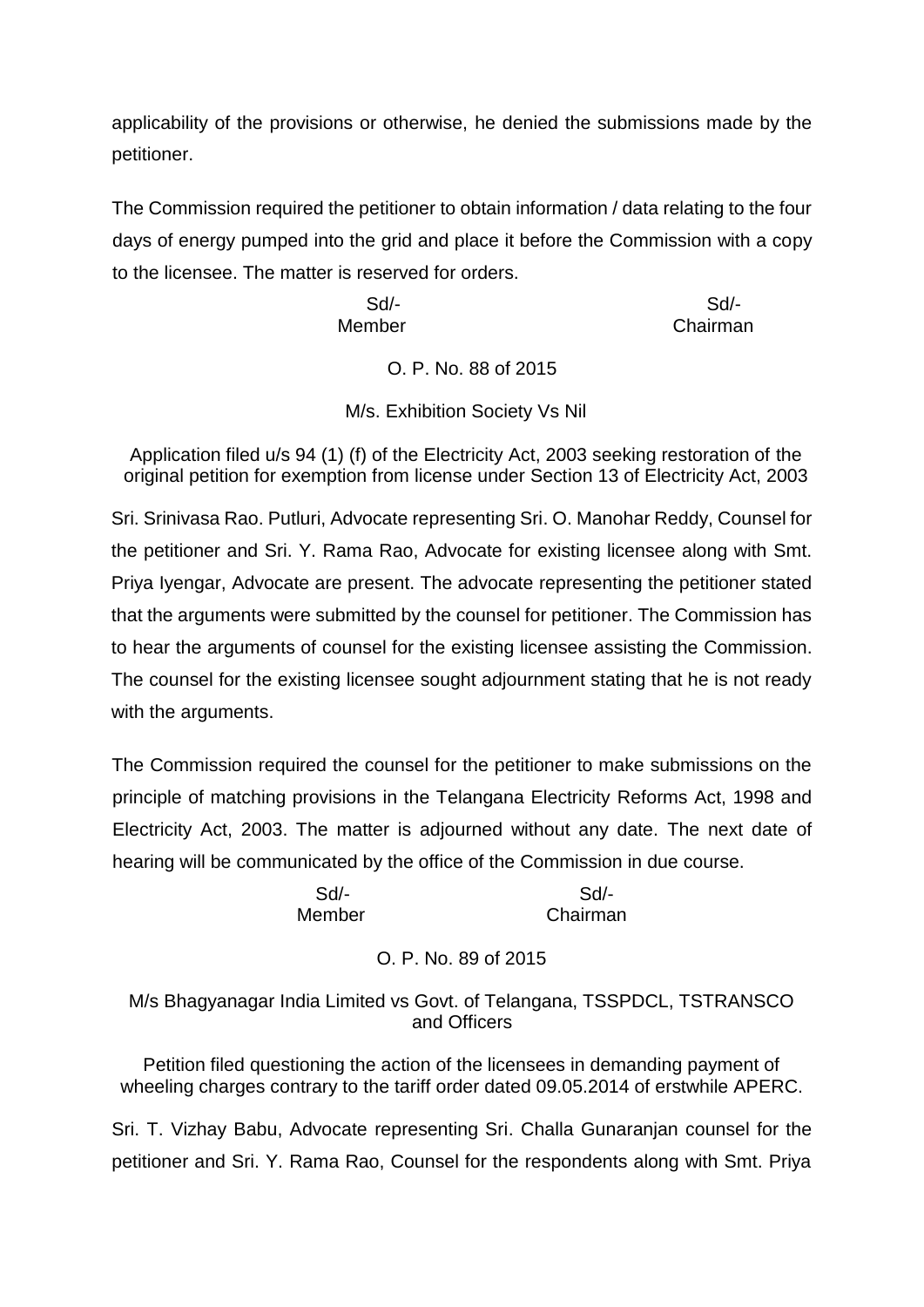applicability of the provisions or otherwise, he denied the submissions made by the petitioner.

The Commission required the petitioner to obtain information / data relating to the four days of energy pumped into the grid and place it before the Commission with a copy to the licensee. The matter is reserved for orders.

Sd/-
Member

Sd/-
Chairman

O. P. No. 88 of 2015

M/s. Exhibition Society Vs Nil

Application filed u/s 94 (1) (f) of the Electricity Act, 2003 seeking restoration of the original petition for exemption from license under Section 13 of Electricity Act, 2003

Sri. Srinivasa Rao. Putluri, Advocate representing Sri. O. Manohar Reddy, Counsel for the petitioner and Sri. Y. Rama Rao, Advocate for existing licensee along with Smt. Priya Iyengar, Advocate are present. The advocate representing the petitioner stated that the arguments were submitted by the counsel for petitioner. The Commission has to hear the arguments of counsel for the existing licensee assisting the Commission. The counsel for the existing licensee sought adjournment stating that he is not ready with the arguments.

The Commission required the counsel for the petitioner to make submissions on the principle of matching provisions in the Telangana Electricity Reforms Act, 1998 and Electricity Act, 2003. The matter is adjourned without any date. The next date of hearing will be communicated by the office of the Commission in due course.

Sd/-
Member

Sd/-
Chairman

O. P. No. 89 of 2015

M/s Bhagyanagar India Limited vs Govt. of Telangana, TSSPDCL, TSTRANSCO and Officers

Petition filed questioning the action of the licensees in demanding payment of wheeling charges contrary to the tariff order dated 09.05.2014 of erstwhile APERC.

Sri. T. Vizhay Babu, Advocate representing Sri. Challa Gunaranjan counsel for the petitioner and Sri. Y. Rama Rao, Counsel for the respondents along with Smt. Priya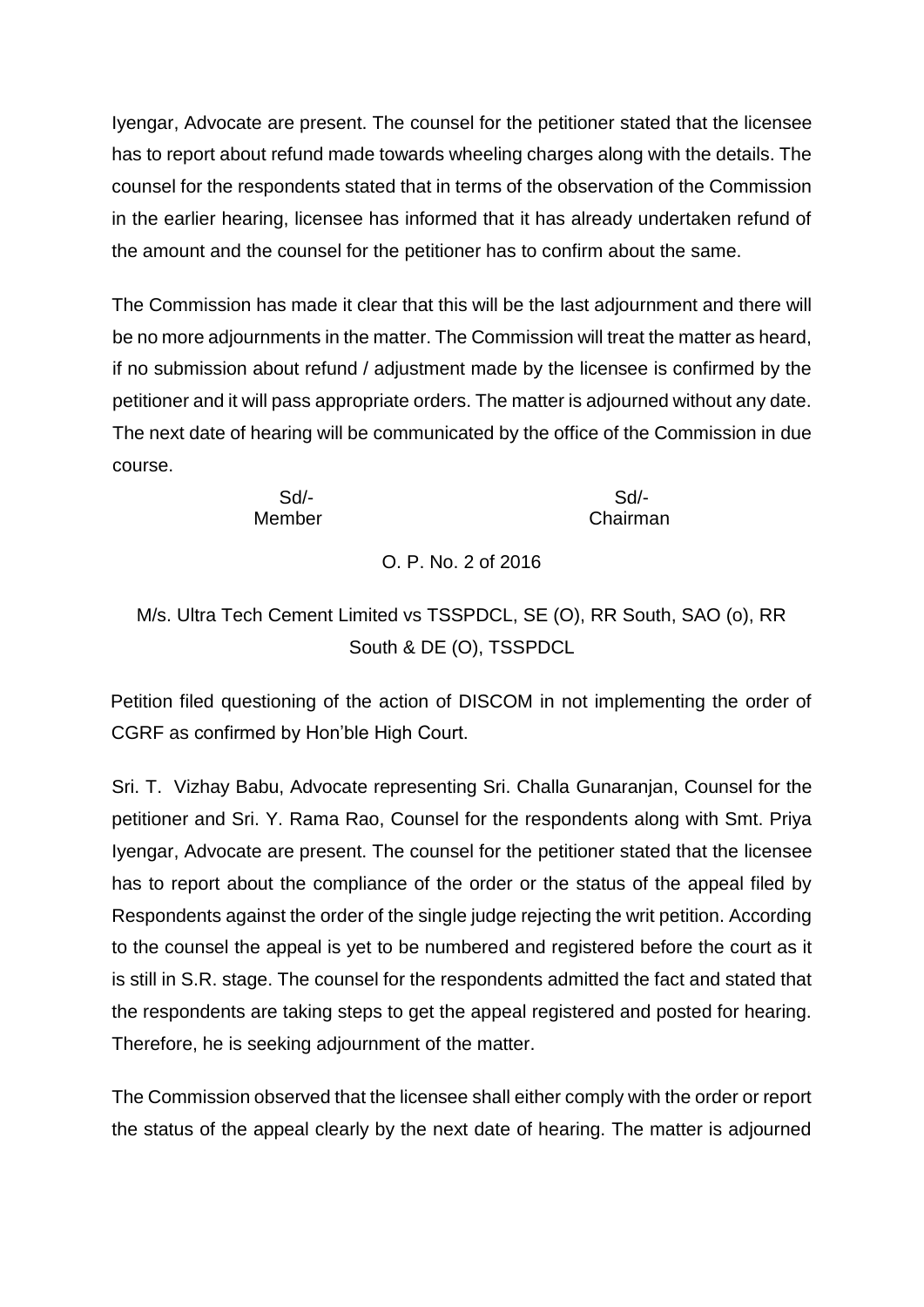Iyengar, Advocate are present. The counsel for the petitioner stated that the licensee has to report about refund made towards wheeling charges along with the details. The counsel for the respondents stated that in terms of the observation of the Commission in the earlier hearing, licensee has informed that it has already undertaken refund of the amount and the counsel for the petitioner has to confirm about the same.

The Commission has made it clear that this will be the last adjournment and there will be no more adjournments in the matter. The Commission will treat the matter as heard, if no submission about refund / adjustment made by the licensee is confirmed by the petitioner and it will pass appropriate orders. The matter is adjourned without any date. The next date of hearing will be communicated by the office of the Commission in due course.

| Sd/- | Sd/- |
|---|---|
| Member | Chairman |

O. P. No. 2 of 2016

M/s. Ultra Tech Cement Limited vs TSSPDCL, SE (O), RR South, SAO (o), RR South & DE (O), TSSPDCL

Petition filed questioning of the action of DISCOM in not implementing the order of CGRF as confirmed by Hon'ble High Court.

Sri. T. Vizhay Babu, Advocate representing Sri. Challa Gunaranjan, Counsel for the petitioner and Sri. Y. Rama Rao, Counsel for the respondents along with Smt. Priya Iyengar, Advocate are present. The counsel for the petitioner stated that the licensee has to report about the compliance of the order or the status of the appeal filed by Respondents against the order of the single judge rejecting the writ petition. According to the counsel the appeal is yet to be numbered and registered before the court as it is still in S.R. stage. The counsel for the respondents admitted the fact and stated that the respondents are taking steps to get the appeal registered and posted for hearing. Therefore, he is seeking adjournment of the matter.

The Commission observed that the licensee shall either comply with the order or report the status of the appeal clearly by the next date of hearing. The matter is adjourned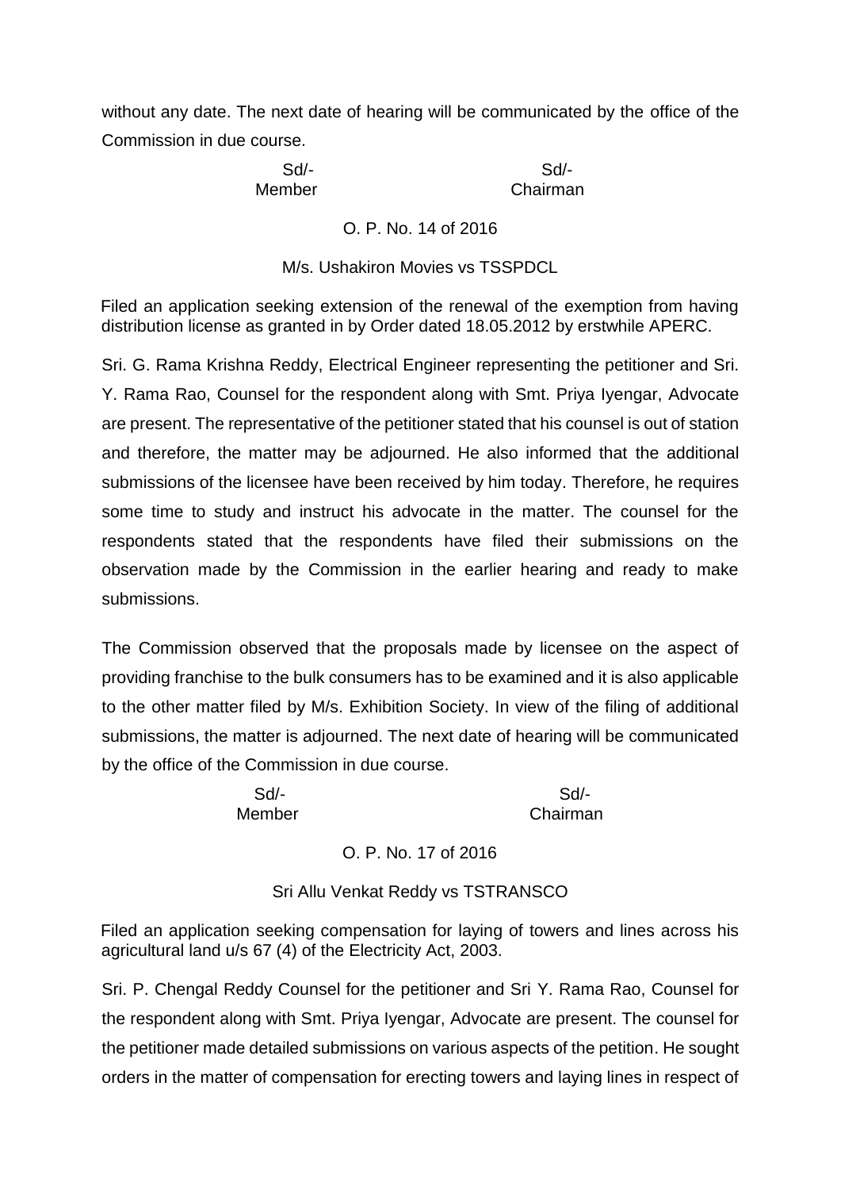without any date. The next date of hearing will be communicated by the office of the Commission in due course.

| Sd/- | Sd/- |
|---|---|
| Member | Chairman |

O. P. No. 14 of 2016

M/s. Ushakiron Movies vs TSSPDCL

Filed an application seeking extension of the renewal of the exemption from having distribution license as granted in by Order dated 18.05.2012 by erstwhile APERC.

Sri. G. Rama Krishna Reddy, Electrical Engineer representing the petitioner and Sri. Y. Rama Rao, Counsel for the respondent along with Smt. Priya Iyengar, Advocate are present. The representative of the petitioner stated that his counsel is out of station and therefore, the matter may be adjourned. He also informed that the additional submissions of the licensee have been received by him today. Therefore, he requires some time to study and instruct his advocate in the matter. The counsel for the respondents stated that the respondents have filed their submissions on the observation made by the Commission in the earlier hearing and ready to make submissions.

The Commission observed that the proposals made by licensee on the aspect of providing franchise to the bulk consumers has to be examined and it is also applicable to the other matter filed by M/s. Exhibition Society. In view of the filing of additional submissions, the matter is adjourned. The next date of hearing will be communicated by the office of the Commission in due course.

| Sd/- | Sd/- |
|---|---|
| Member | Chairman |

O. P. No. 17 of 2016

Sri Allu Venkat Reddy vs TSTRANSCO

Filed an application seeking compensation for laying of towers and lines across his agricultural land u/s 67 (4) of the Electricity Act, 2003.

Sri. P. Chengal Reddy Counsel for the petitioner and Sri Y. Rama Rao, Counsel for the respondent along with Smt. Priya Iyengar, Advocate are present. The counsel for the petitioner made detailed submissions on various aspects of the petition. He sought orders in the matter of compensation for erecting towers and laying lines in respect of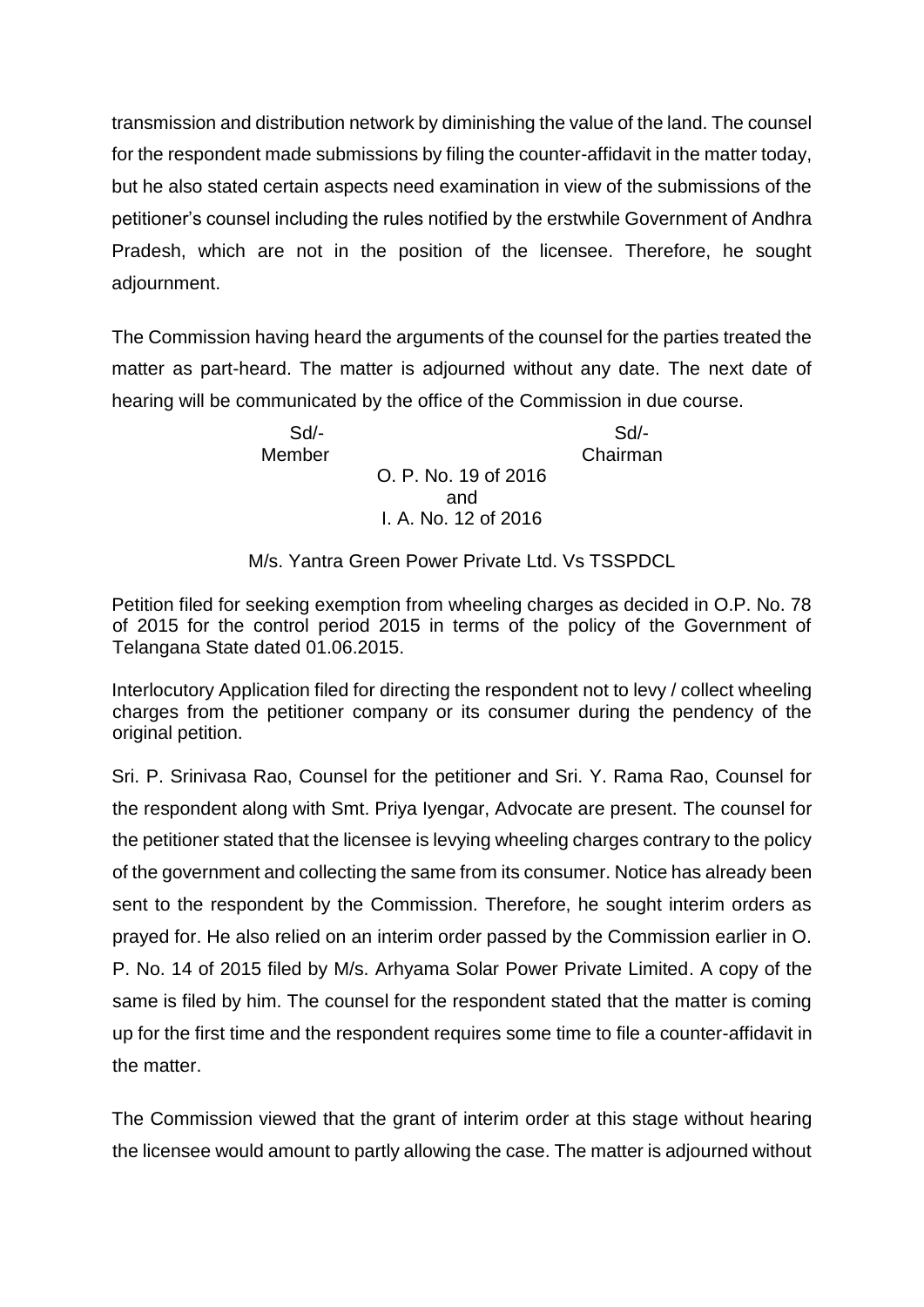transmission and distribution network by diminishing the value of the land. The counsel for the respondent made submissions by filing the counter-affidavit in the matter today, but he also stated certain aspects need examination in view of the submissions of the petitioner's counsel including the rules notified by the erstwhile Government of Andhra Pradesh, which are not in the position of the licensee. Therefore, he sought adjournment.

The Commission having heard the arguments of the counsel for the parties treated the matter as part-heard. The matter is adjourned without any date. The next date of hearing will be communicated by the office of the Commission in due course.

Sd/-  
Member

Sd/-  
Chairman

O. P. No. 19 of 2016  
and  
I. A. No. 12 of 2016

M/s. Yantra Green Power Private Ltd. Vs TSSPDCL

Petition filed for seeking exemption from wheeling charges as decided in O.P. No. 78 of 2015 for the control period 2015 in terms of the policy of the Government of Telangana State dated 01.06.2015.

Interlocutory Application filed for directing the respondent not to levy / collect wheeling charges from the petitioner company or its consumer during the pendency of the original petition.

Sri. P. Srinivasa Rao, Counsel for the petitioner and Sri. Y. Rama Rao, Counsel for the respondent along with Smt. Priya Iyengar, Advocate are present. The counsel for the petitioner stated that the licensee is levying wheeling charges contrary to the policy of the government and collecting the same from its consumer. Notice has already been sent to the respondent by the Commission. Therefore, he sought interim orders as prayed for. He also relied on an interim order passed by the Commission earlier in O. P. No. 14 of 2015 filed by M/s. Arhyama Solar Power Private Limited. A copy of the same is filed by him. The counsel for the respondent stated that the matter is coming up for the first time and the respondent requires some time to file a counter-affidavit in the matter.

The Commission viewed that the grant of interim order at this stage without hearing the licensee would amount to partly allowing the case. The matter is adjourned without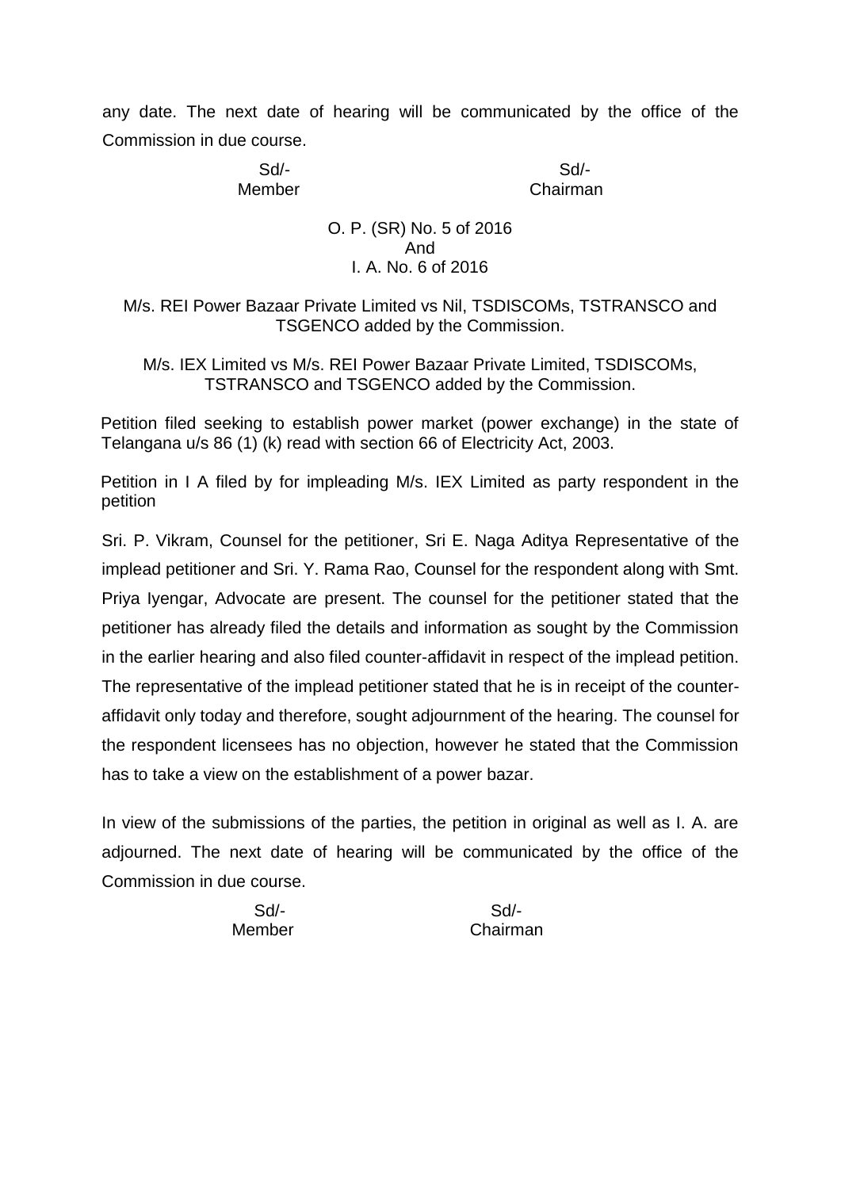any date. The next date of hearing will be communicated by the office of the Commission in due course.

Sd/- Member                                Sd/- Chairman

O. P. (SR) No. 5 of 2016
And
I. A. No. 6 of 2016

M/s. REI Power Bazaar Private Limited vs Nil, TSDISCOMs, TSTRANSCO and TSGENCO added by the Commission.

M/s. IEX Limited vs M/s. REI Power Bazaar Private Limited, TSDISCOMs, TSTRANSCO and TSGENCO added by the Commission.

Petition filed seeking to establish power market (power exchange) in the state of Telangana u/s 86 (1) (k) read with section 66 of Electricity Act, 2003.

Petition in I A filed by for impleading M/s. IEX Limited as party respondent in the petition

Sri. P. Vikram, Counsel for the petitioner, Sri E. Naga Aditya Representative of the implead petitioner and Sri. Y. Rama Rao, Counsel for the respondent along with Smt. Priya Iyengar, Advocate are present. The counsel for the petitioner stated that the petitioner has already filed the details and information as sought by the Commission in the earlier hearing and also filed counter-affidavit in respect of the implead petition. The representative of the implead petitioner stated that he is in receipt of the counter-affidavit only today and therefore, sought adjournment of the hearing. The counsel for the respondent licensees has no objection, however he stated that the Commission has to take a view on the establishment of a power bazar.

In view of the submissions of the parties, the petition in original as well as I. A. are adjourned. The next date of hearing will be communicated by the office of the Commission in due course.

Sd/- Member                                Sd/- Chairman